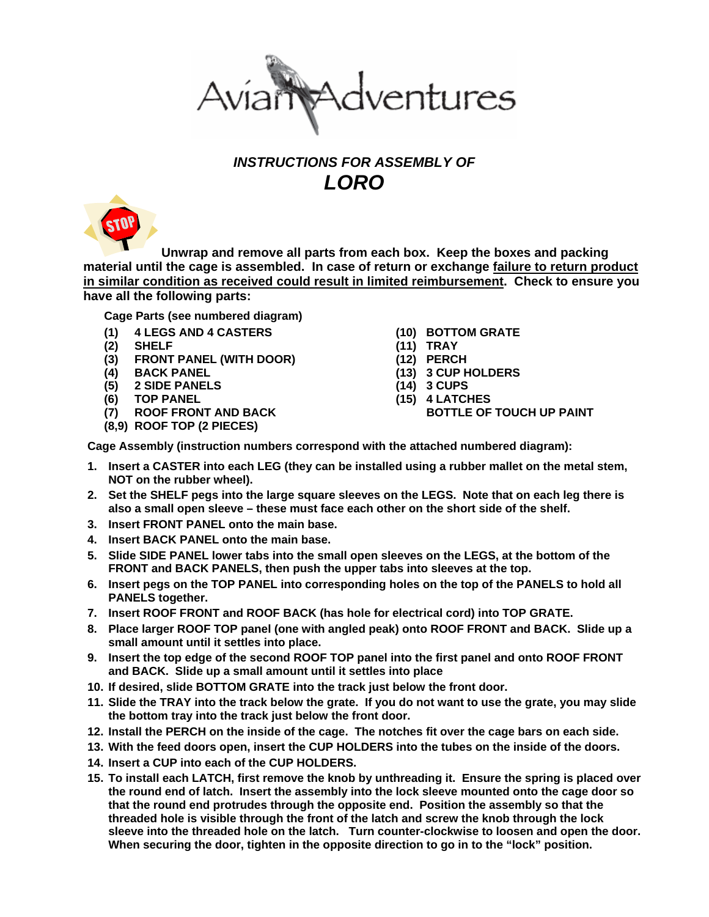Avian Adventures

## *INSTRUCTIONS FOR ASSEMBLY OF*

# *LORO*

**Unwrap and remove all parts from each box. Keep the boxes and packing material until the cage is assembled. In case of return or exchange failure to return product in similar condition as received could result in limited reimbursement. Check to ensure you have all the following parts:**

**Cage Parts (see numbered diagram)**

- **(1) 4 LEGS AND 4 CASTERS**
- **(2) SHELF**
- **(3) FRONT PANEL (WITH DOOR)**
- **(4) BACK PANEL**
- **(5) 2 SIDE PANELS**
- **(6) TOP PANEL**
- **(7) ROOF FRONT AND BACK**
- **(8,9) ROOF TOP (2 PIECES)**
- **(10) BOTTOM GRATE**
- **(11) TRAY**
- **(12) PERCH**
- **(13) 3 CUP HOLDERS**
- **(14) 3 CUPS**
- **(15) 4 LATCHES**
- **BOTTLE OF TOUCH UP PAINT**

**Cage Assembly (instruction numbers correspond with the attached numbered diagram):**

1. **Insert a CASTER into each LEG (they can be installed using a rubber mallet on the metal stem, NOT on the rubber wheel).**
2. **Set the SHELF pegs into the large square sleeves on the LEGS. Note that on each leg there is also a small open sleeve – these must face each other on the short side of the shelf.**
3. **Insert FRONT PANEL onto the main base.**
4. **Insert BACK PANEL onto the main base.**
5. **Slide SIDE PANEL lower tabs into the small open sleeves on the LEGS, at the bottom of the FRONT and BACK PANELS, then push the upper tabs into sleeves at the top.**
6. **Insert pegs on the TOP PANEL into corresponding holes on the top of the PANELS to hold all PANELS together.**
7. **Insert ROOF FRONT and ROOF BACK (has hole for electrical cord) into TOP GRATE.**
8. **Place larger ROOF TOP panel (one with angled peak) onto ROOF FRONT and BACK. Slide up a small amount until it settles into place.**
9. **Insert the top edge of the second ROOF TOP panel into the first panel and onto ROOF FRONT and BACK. Slide up a small amount until it settles into place**
10. **If desired, slide BOTTOM GRATE into the track just below the front door.**
11. **Slide the TRAY into the track below the grate. If you do not want to use the grate, you may slide the bottom tray into the track just below the front door.**
12. **Install the PERCH on the inside of the cage. The notches fit over the cage bars on each side.**
13. **With the feed doors open, insert the CUP HOLDERS into the tubes on the inside of the doors.**
14. **Insert a CUP into each of the CUP HOLDERS.**
15. **To install each LATCH, first remove the knob by unthreading it. Ensure the spring is placed over the round end of latch. Insert the assembly into the lock sleeve mounted onto the cage door so that the round end protrudes through the opposite end. Position the assembly so that the threaded hole is visible through the front of the latch and screw the knob through the lock sleeve into the threaded hole on the latch. Turn counter-clockwise to loosen and open the door. When securing the door, tighten in the opposite direction to go in to the "lock" position.**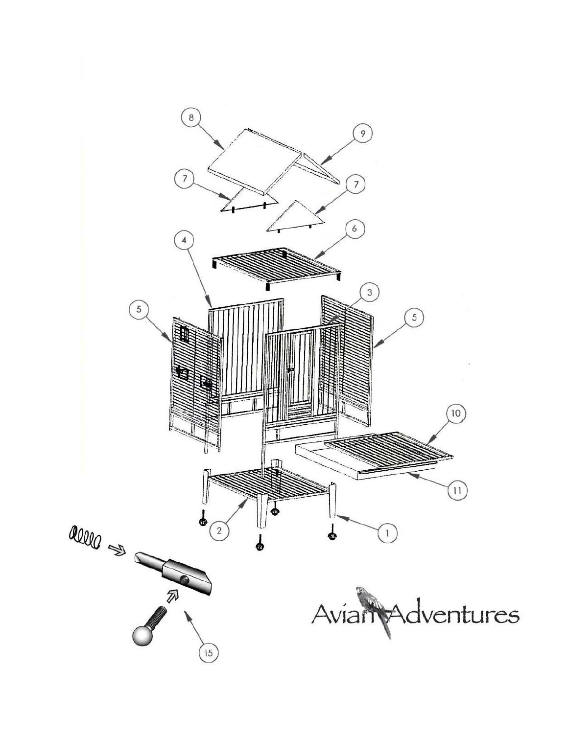8

9

7

7

6

4

3

5

5

10

11

2

1

15

Avian Adventures